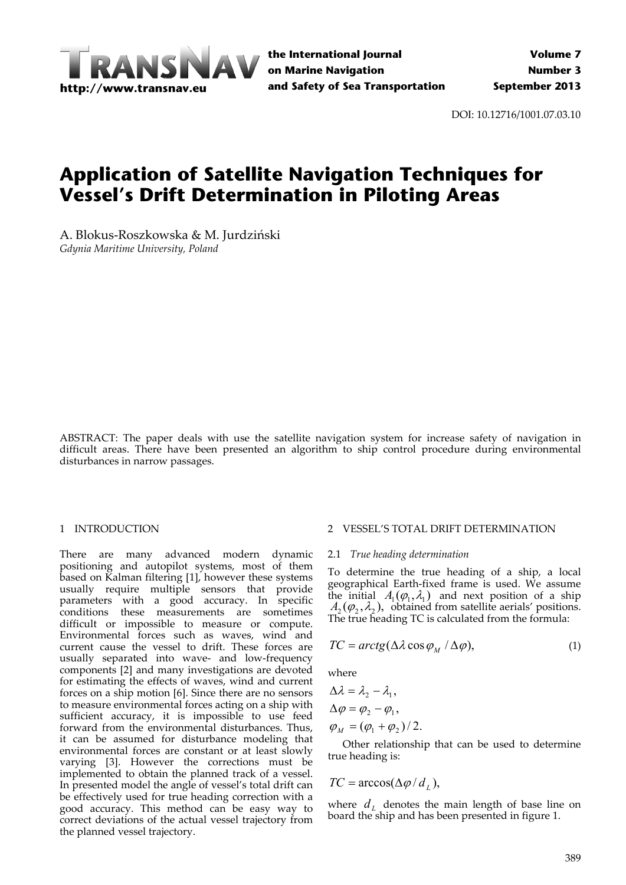DOI: 10.12716/1001.07.03.10

# Application of Satellite Navigation Techniques for Vessel's Drift Determination in Piloting Areas

A. Blokus-Roszkowska & M. Jurdziński

*Gdynia Maritime University, Poland*

ABSTRACT: The paper deals with use the satellite navigation system for increase safety of navigation in difficult areas. There have been presented an algorithm to ship control procedure during environmental disturbances in narrow passages.

## 1 INTRODUCTION

There are many advanced modern dynamic positioning and autopilot systems, most of them based on Kalman filtering [1], however these systems usually require multiple sensors that provide parameters with a good accuracy. In specific conditions these measurements are sometimes difficult or impossible to measure or compute. Environmental forces such as waves, wind and current cause the vessel to drift. These forces are usually separated into wave- and low-frequency components [2] and many investigations are devoted for estimating the effects of waves, wind and current forces on a ship motion [6]. Since there are no sensors to measure environmental forces acting on a ship with sufficient accuracy, it is impossible to use feed forward from the environmental disturbances. Thus, it can be assumed for disturbance modeling that environmental forces are constant or at least slowly varying [3]. However the corrections must be implemented to obtain the planned track of a vessel. In presented model the angle of vessel's total drift can be effectively used for true heading correction with a good accuracy. This method can be easy way to correct deviations of the actual vessel trajectory from the planned vessel trajectory.

## 2 VESSEL'S TOTAL DRIFT DETERMINATION

### 2.1 *True heading determination*

To determine the true heading of a ship, a local geographical Earth-fixed frame is used. We assume the initial $A_1(\varphi_1, \lambda_1)$ and next position of a ship $A_2(\varphi_2, \lambda_2)$, obtained from satellite aerials' positions. The true heading TC is calculated from the formula:

$$TC = arctg(\Delta\lambda \cos\varphi_M / \Delta\varphi), \tag{1}$$

where

$$\Delta\lambda = \lambda_2 - \lambda_1,$$
$$\Delta\varphi = \varphi_2 - \varphi_1,$$
$$\varphi_M = (\varphi_1 + \varphi_2)/2.$$

Other relationship that can be used to determine true heading is:

$$TC = \arccos(\Delta\varphi / d_L),$$

where $d_L$ denotes the main length of base line on board the ship and has been presented in figure 1.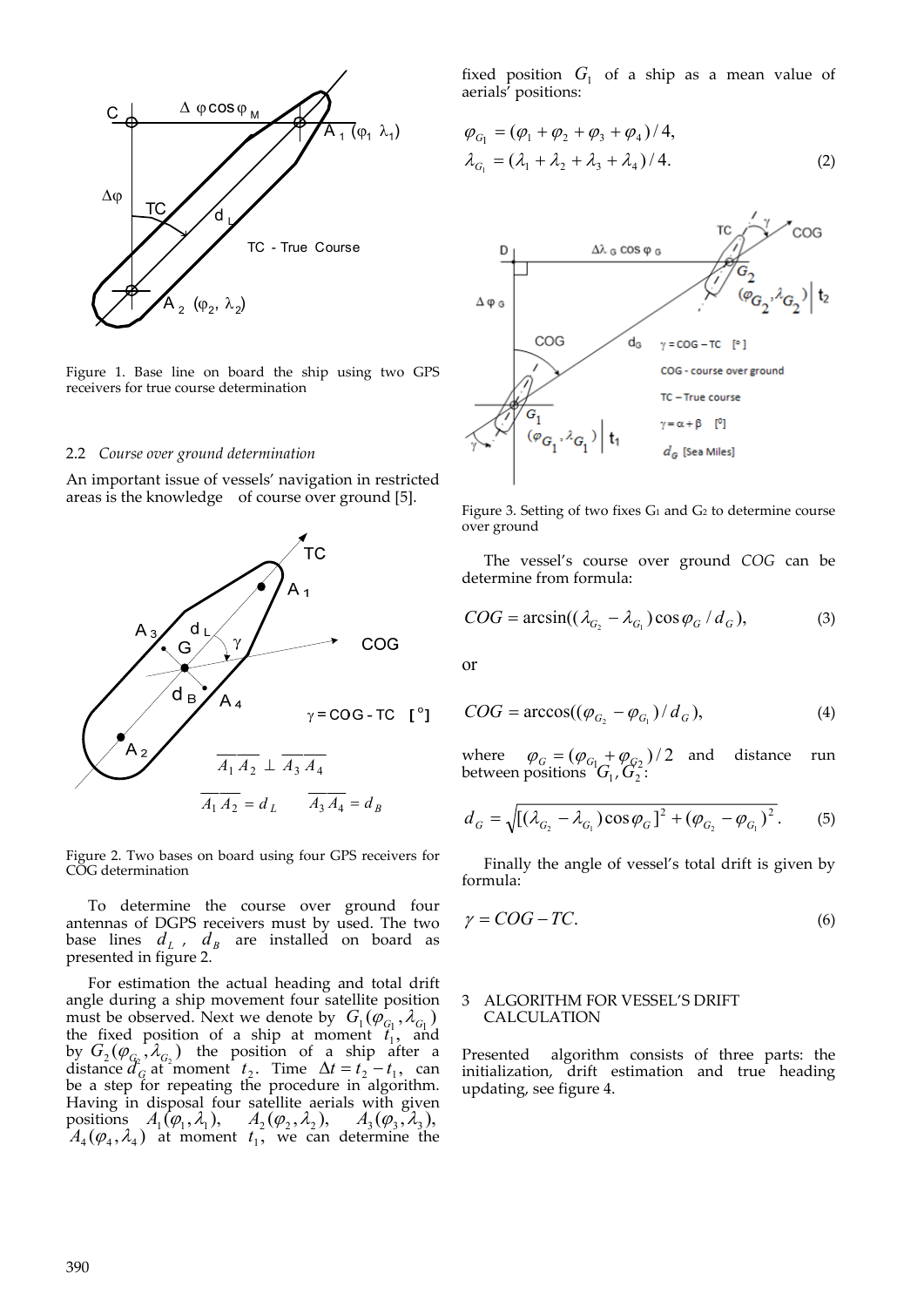Figure 1. Base line on board the ship using two GPS receivers for true course determination

### 2.2 *Course over ground determination*

An important issue of vessels' navigation in restricted areas is the knowledge of course over ground [5].

Figure 2. Two bases on board using four GPS receivers for COG determination

To determine the course over ground four antennas of DGPS receivers must by used. The two base lines $d_L$, $d_B$ are installed on board as presented in figure 2.

For estimation the actual heading and total drift angle during a ship movement four satellite position must be observed. Next we denote by $G_1(\varphi_{G_1}, \lambda_{G_1})$ the fixed position of a ship at moment $t_1$, and by $G_2(\varphi_{G_2}, \lambda_{G_2})$ the position of a ship after a distance $d_G$ at moment $t_2$. Time $\Delta t = t_2 - t_1$, can be a step for repeating the procedure in algorithm. Having in disposal four satellite aerials with given positions $A_1(\varphi_1, \lambda_1)$, $A_2(\varphi_2, \lambda_2)$, $A_3(\varphi_3, \lambda_3)$, $A_4(\varphi_4, \lambda_4)$ at moment $t_1$, we can determine the fixed position $G_1$ of a ship as a mean value of aerials' positions:

$$\varphi_{G_1} = (\varphi_1 + \varphi_2 + \varphi_3 + \varphi_4)/4,$$
$$\lambda_{G_1} = (\lambda_1 + \lambda_2 + \lambda_3 + \lambda_4)/4. \tag{2}$$

Figure 3. Setting of two fixes $G_1$ and $G_2$ to determine course over ground

The vessel's course over ground *COG* can be determine from formula:

$$COG = \arcsin((\lambda_{G_2} - \lambda_{G_1})\cos\varphi_G / d_G), \tag{3}$$

or

$$COG = \arccos((\varphi_{G_2} - \varphi_{G_1})/d_G), \tag{4}$$

where $\varphi_G = (\varphi_{G_1} + \varphi_{G_2})/2$ and distance run between positions $G_1, G_2$:

$$d_G = \sqrt{[(\lambda_{G_2} - \lambda_{G_1})\cos\varphi_G]^2 + (\varphi_{G_2} - \varphi_{G_1})^2}. \tag{5}$$

Finally the angle of vessel's total drift is given by formula:

$$\gamma = COG - TC. \tag{6}$$

## 3 ALGORITHM FOR VESSEL'S DRIFT CALCULATION

Presented algorithm consists of three parts: the initialization, drift estimation and true heading updating, see figure 4.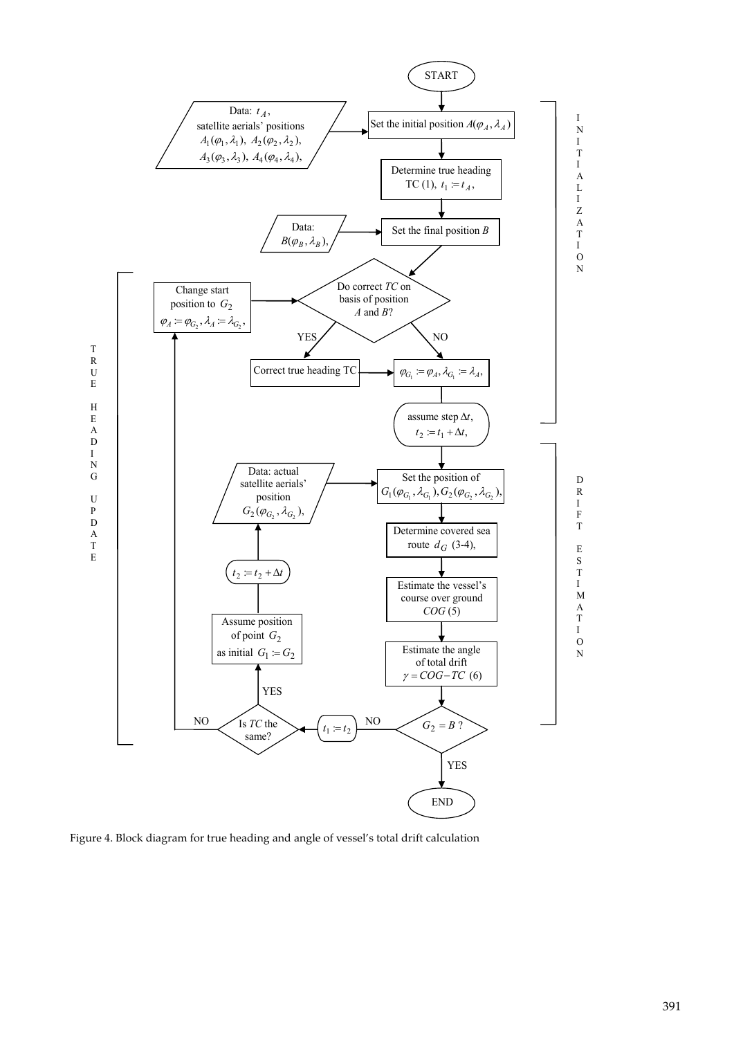START

INITIALIZATION

- Data: $t_A$, satellite aerials' positions $A_1(\varphi_1, \lambda_1)$, $A_2(\varphi_2, \lambda_2)$, $A_3(\varphi_3, \lambda_3)$, $A_4(\varphi_4, \lambda_4)$,
- Set the initial position $A(\varphi_A, \lambda_A)$
- Determine true heading TC (1), $t_1 := t_A$,
- Data: $B(\varphi_B, \lambda_B)$,
- Set the final position $B$
- Do correct *TC* on basis of position *A* and *B*?
  - YES: Correct true heading TC
  - NO: $\varphi_{G_1} := \varphi_A, \lambda_{G_1} := \lambda_A$,
- assume step $\Delta t$, $t_2 := t_1 + \Delta t$,

DRIFT ESTIMATION

- Data: actual satellite aerials' position $G_2(\varphi_{G_2}, \lambda_{G_2})$,
- Set the position of $G_1(\varphi_{G_1}, \lambda_{G_1}), G_2(\varphi_{G_2}, \lambda_{G_2})$,
- Determine covered sea route $d_G$ (3-4),
- Estimate the vessel's course over ground *COG* (5)
- Estimate the angle of total drift $\gamma = COG - TC$ (6)
- $G_2 = B$ ?
  - YES: END
  - NO: $t_1 := t_2$

TRUE HEADING UPDATE

- Is *TC* the same?
  - YES: Assume position of point $G_2$ as initial $G_1 := G_2$; $t_2 := t_2 + \Delta t$; go to Data: actual satellite aerials' position $G_2(\varphi_{G_2}, \lambda_{G_2})$
  - NO: Change start position to $G_2$, $\varphi_A := \varphi_{G_2}, \lambda_A := \lambda_{G_2}$,; go to Do correct *TC* on basis of position *A* and *B*?

END

Figure 4. Block diagram for true heading and angle of vessel's total drift calculation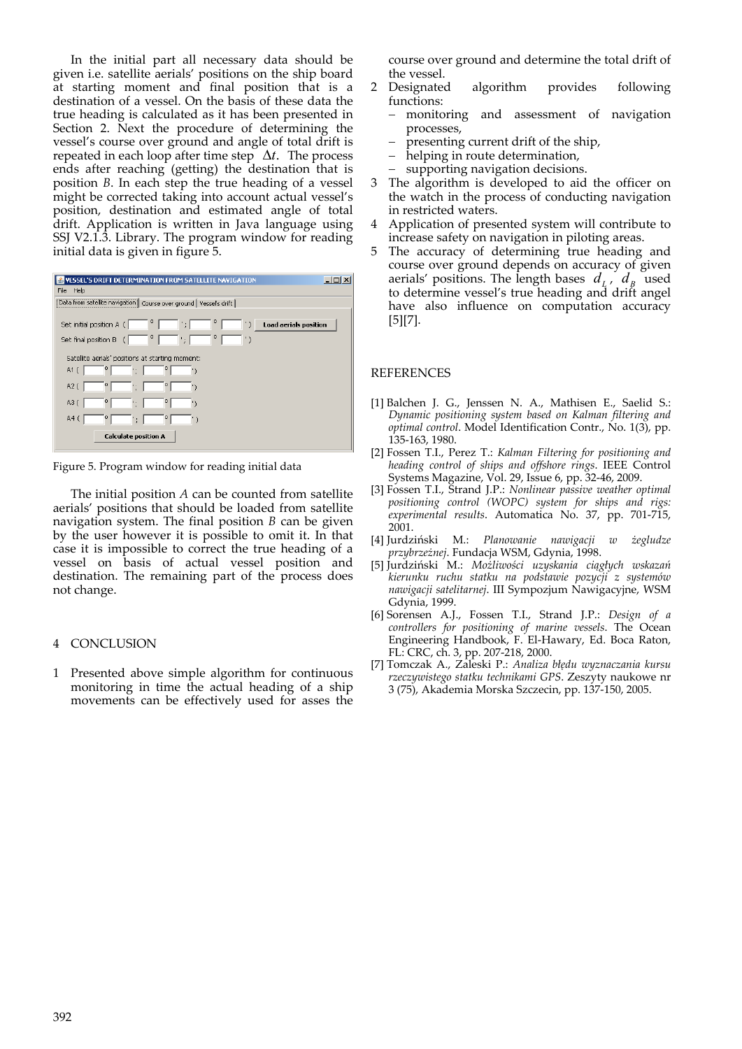In the initial part all necessary data should be given i.e. satellite aerials' positions on the ship board at starting moment and final position that is a destination of a vessel. On the basis of these data the true heading is calculated as it has been presented in Section 2. Next the procedure of determining the vessel's course over ground and angle of total drift is repeated in each loop after time step $\Delta t$. The process ends after reaching (getting) the destination that is position *B*. In each step the true heading of a vessel might be corrected taking into account actual vessel's position, destination and estimated angle of total drift. Application is written in Java language using SSJ V2.1.3. Library. The program window for reading initial data is given in figure 5.

Figure 5. Program window for reading initial data

The initial position *A* can be counted from satellite aerials' positions that should be loaded from satellite navigation system. The final position *B* can be given by the user however it is possible to omit it. In that case it is impossible to correct the true heading of a vessel on basis of actual vessel position and destination. The remaining part of the process does not change.

## 4 CONCLUSION

1. Presented above simple algorithm for continuous monitoring in time the actual heading of a ship movements can be effectively used for asses the course over ground and determine the total drift of the vessel.
2. Designated algorithm provides following functions:
   - monitoring and assessment of navigation processes,
   - presenting current drift of the ship,
   - helping in route determination,
   - supporting navigation decisions.
3. The algorithm is developed to aid the officer on the watch in the process of conducting navigation in restricted waters.
4. Application of presented system will contribute to increase safety on navigation in piloting areas.
5. The accuracy of determining true heading and course over ground depends on accuracy of given aerials' positions. The length bases $d_L$, $d_B$ used to determine vessel's true heading and drift angel have also influence on computation accuracy [5][7].

## REFERENCES

[1] Balchen J. G., Jenssen N. A., Mathisen E., Saelid S.: *Dynamic positioning system based on Kalman filtering and optimal control*. Model Identification Contr., No. 1(3), pp. 135-163, 1980.

[2] Fossen T.I., Perez T.: *Kalman Filtering for positioning and heading control of ships and offshore rings*. IEEE Control Systems Magazine, Vol. 29, Issue 6, pp. 32-46, 2009.

[3] Fossen T.I., Strand J.P.: *Nonlinear passive weather optimal positioning control (WOPC) system for ships and rigs: experimental results*. Automatica No. 37, pp. 701-715, 2001.

[4] Jurdziński M.: *Planowanie nawigacji w żegludze przybrzeżnej*. Fundacja WSM, Gdynia, 1998.

[5] Jurdziński M.: *Możliwości uzyskania ciągłych wskazań kierunku ruchu statku na podstawie pozycji z systemów nawigacji satelitarnej*. III Sympozjum Nawigacyjne, WSM Gdynia, 1999.

[6] Sorensen A.J., Fossen T.I., Strand J.P.: *Design of a controllers for positioning of marine vessels*. The Ocean Engineering Handbook, F. El-Hawary, Ed. Boca Raton, FL: CRC, ch. 3, pp. 207-218, 2000.

[7] Tomczak A., Zaleski P.: *Analiza błędu wyznaczania kursu rzeczywistego statku technikami GPS*. Zeszyty naukowe nr 3 (75), Akademia Morska Szczecin, pp. 137-150, 2005.